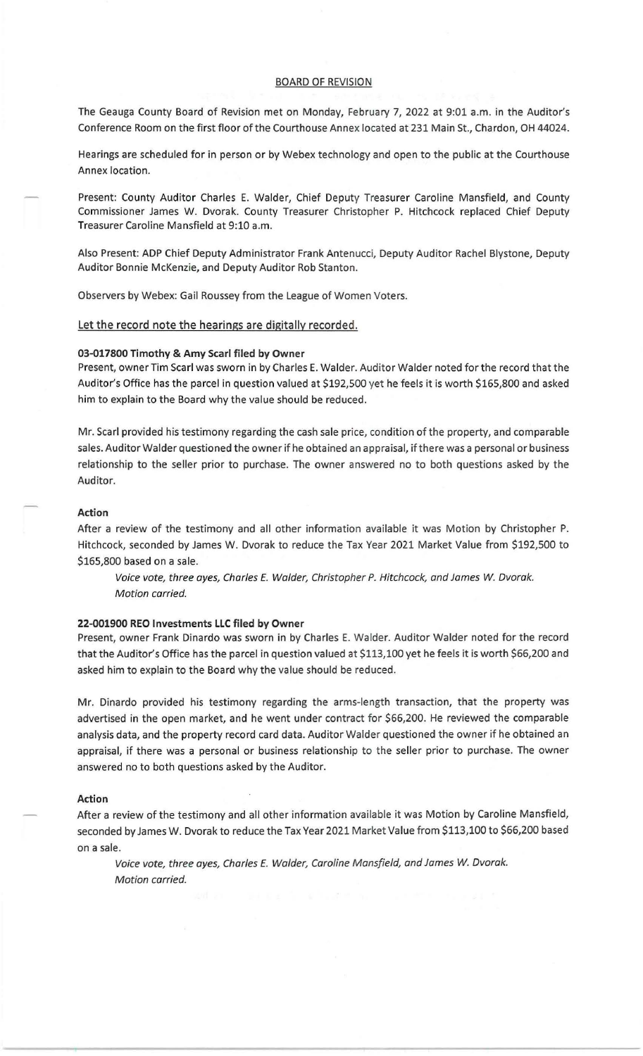## BOARD OF REVISION

The Geauga County Board of Revision met on Monday, February 7, 2022 at 9:01 a.m. in the Auditor's Conference Room on the first floor of the Courthouse Annex located at 231 Main St., Chardon, OH 44024.

Hearings are scheduled for in person or by Webex technology and open to the public at the Courthouse Annex location.

Present: County Auditor Charles E. Walder, Chief Deputy Treasurer Caroline Mansfield, and County Commissioner James W. Dvorak. County Treasurer Christopher P. Hitchcock replaced Chief Deputy Treasurer Caroline Mansfield at 9:10 a.m.

Also Present: ADP Chief Deputy Administrator Frank Antenucci, Deputy Auditor Rachel Blystone, Deputy Auditor Bonnie McKenzie, and Deputy Auditor Rob Stanton.

Observers by Webex: Gail Roussey from the League of Women Voters.

Let the record note the hearings are digitally recorded.

**03-017800 Timothy & Amy Scarl filed by Owner**

Present, owner Tim Scarl was sworn in by Charles E. Walder. Auditor Walder noted for the record that the Auditor's Office has the parcel in question valued at $192,500 yet he feels it is worth $165,800 and asked him to explain to the Board why the value should be reduced.

Mr. Scarl provided his testimony regarding the cash sale price, condition of the property, and comparable sales. Auditor Walder questioned the owner if he obtained an appraisal, if there was a personal or business relationship to the seller prior to purchase. The owner answered no to both questions asked by the Auditor.

**Action**

After a review of the testimony and all other information available it was Motion by Christopher P. Hitchcock, seconded by James W. Dvorak to reduce the Tax Year 2021 Market Value from $192,500 to $165,800 based on a sale.

> *Voice vote, three ayes, Charles E. Walder, Christopher P. Hitchcock, and James W. Dvorak. Motion carried.*

**22-001900 REO Investments LLC filed by Owner**

Present, owner Frank Dinardo was sworn in by Charles E. Walder. Auditor Walder noted for the record that the Auditor's Office has the parcel in question valued at $113,100 yet he feels it is worth $66,200 and asked him to explain to the Board why the value should be reduced.

Mr. Dinardo provided his testimony regarding the arms-length transaction, that the property was advertised in the open market, and he went under contract for $66,200. He reviewed the comparable analysis data, and the property record card data. Auditor Walder questioned the owner if he obtained an appraisal, if there was a personal or business relationship to the seller prior to purchase. The owner answered no to both questions asked by the Auditor.

**Action**

After a review of the testimony and all other information available it was Motion by Caroline Mansfield, seconded by James W. Dvorak to reduce the Tax Year 2021 Market Value from $113,100 to $66,200 based on a sale.

> *Voice vote, three ayes, Charles E. Walder, Caroline Mansfield, and James W. Dvorak. Motion carried.*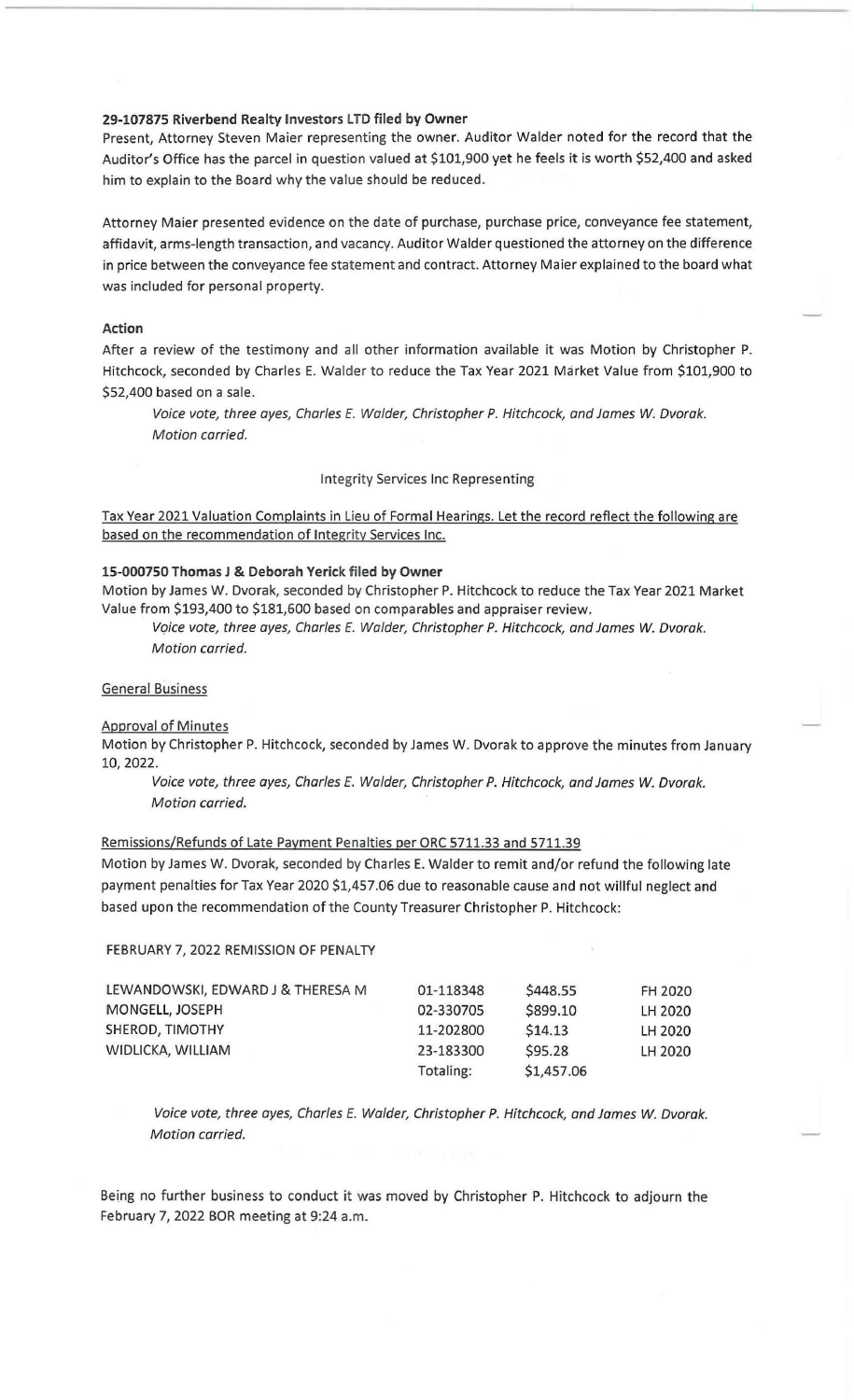**29-107875 Riverbend Realty Investors LTD filed by Owner**

Present, Attorney Steven Maier representing the owner. Auditor Walder noted for the record that the Auditor's Office has the parcel in question valued at $101,900 yet he feels it is worth $52,400 and asked him to explain to the Board why the value should be reduced.

Attorney Maier presented evidence on the date of purchase, purchase price, conveyance fee statement, affidavit, arms-length transaction, and vacancy. Auditor Walder questioned the attorney on the difference in price between the conveyance fee statement and contract. Attorney Maier explained to the board what was included for personal property.

**Action**

After a review of the testimony and all other information available it was Motion by Christopher P. Hitchcock, seconded by Charles E. Walder to reduce the Tax Year 2021 Market Value from $101,900 to $52,400 based on a sale.

> *Voice vote, three ayes, Charles E. Walder, Christopher P. Hitchcock, and James W. Dvorak. Motion carried.*

Integrity Services Inc Representing

Tax Year 2021 Valuation Complaints in Lieu of Formal Hearings. Let the record reflect the following are based on the recommendation of Integrity Services Inc.

**15-000750 Thomas J & Deborah Yerick filed by Owner**

Motion by James W. Dvorak, seconded by Christopher P. Hitchcock to reduce the Tax Year 2021 Market Value from $193,400 to $181,600 based on comparables and appraiser review.

> *Voice vote, three ayes, Charles E. Walder, Christopher P. Hitchcock, and James W. Dvorak. Motion carried.*

General Business

Approval of Minutes

Motion by Christopher P. Hitchcock, seconded by James W. Dvorak to approve the minutes from January 10, 2022.

> *Voice vote, three ayes, Charles E. Walder, Christopher P. Hitchcock, and James W. Dvorak. Motion carried.*

Remissions/Refunds of Late Payment Penalties per ORC 5711.33 and 5711.39

Motion by James W. Dvorak, seconded by Charles E. Walder to remit and/or refund the following late payment penalties for Tax Year 2020 $1,457.06 due to reasonable cause and not willful neglect and based upon the recommendation of the County Treasurer Christopher P. Hitchcock:

FEBRUARY 7, 2022 REMISSION OF PENALTY

| | | | |
|---|---|---|---|
| LEWANDOWSKI, EDWARD J & THERESA M | 01-118348 | $448.55 | FH 2020 |
| MONGELL, JOSEPH | 02-330705 | $899.10 | LH 2020 |
| SHEROD, TIMOTHY | 11-202800 | $14.13 | LH 2020 |
| WIDLICKA, WILLIAM | 23-183300 | $95.28 | LH 2020 |
| | Totaling: | $1,457.06 | |

> *Voice vote, three ayes, Charles E. Walder, Christopher P. Hitchcock, and James W. Dvorak. Motion carried.*

Being no further business to conduct it was moved by Christopher P. Hitchcock to adjourn the February 7, 2022 BOR meeting at 9:24 a.m.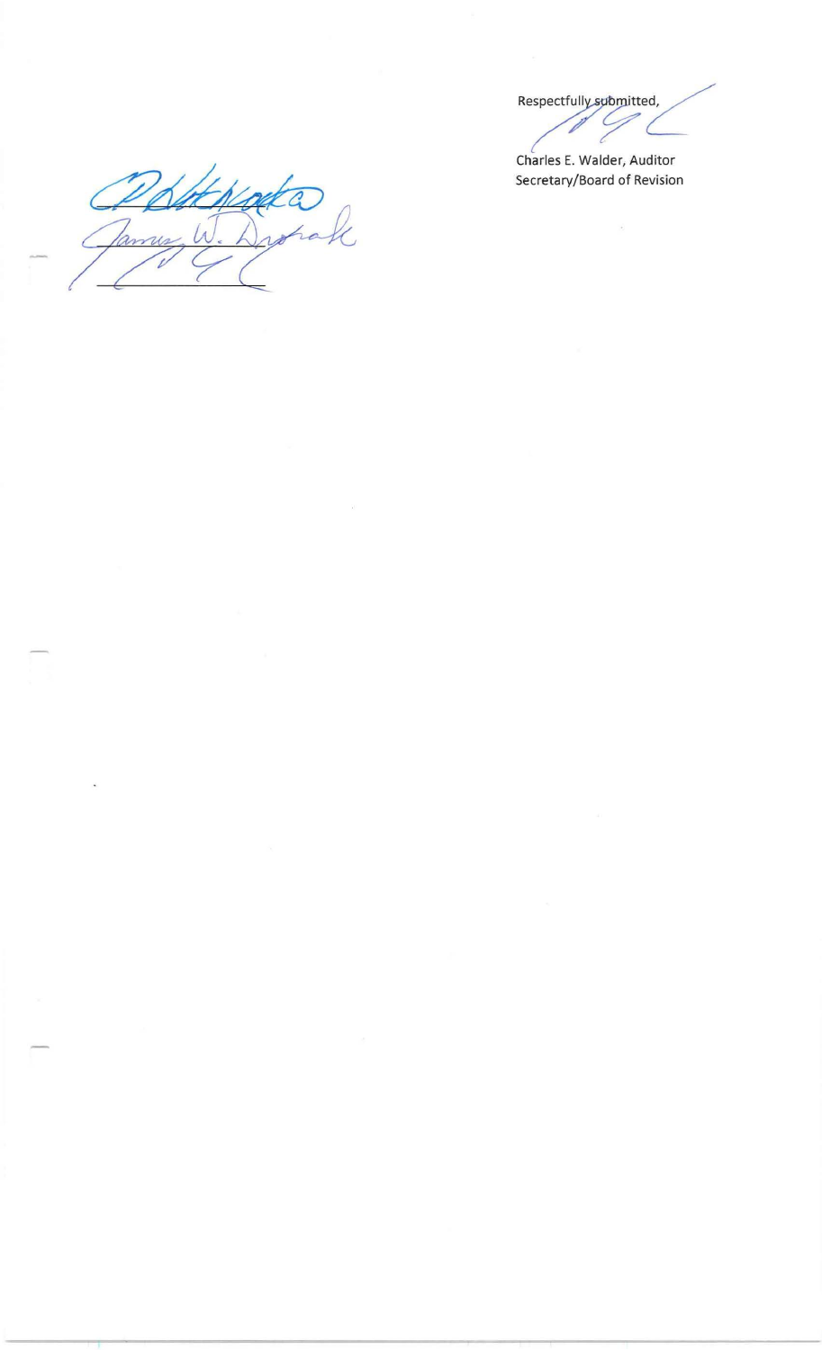Respectfully submitted,

Charles E. Walder, Auditor
Secretary/Board of Revision